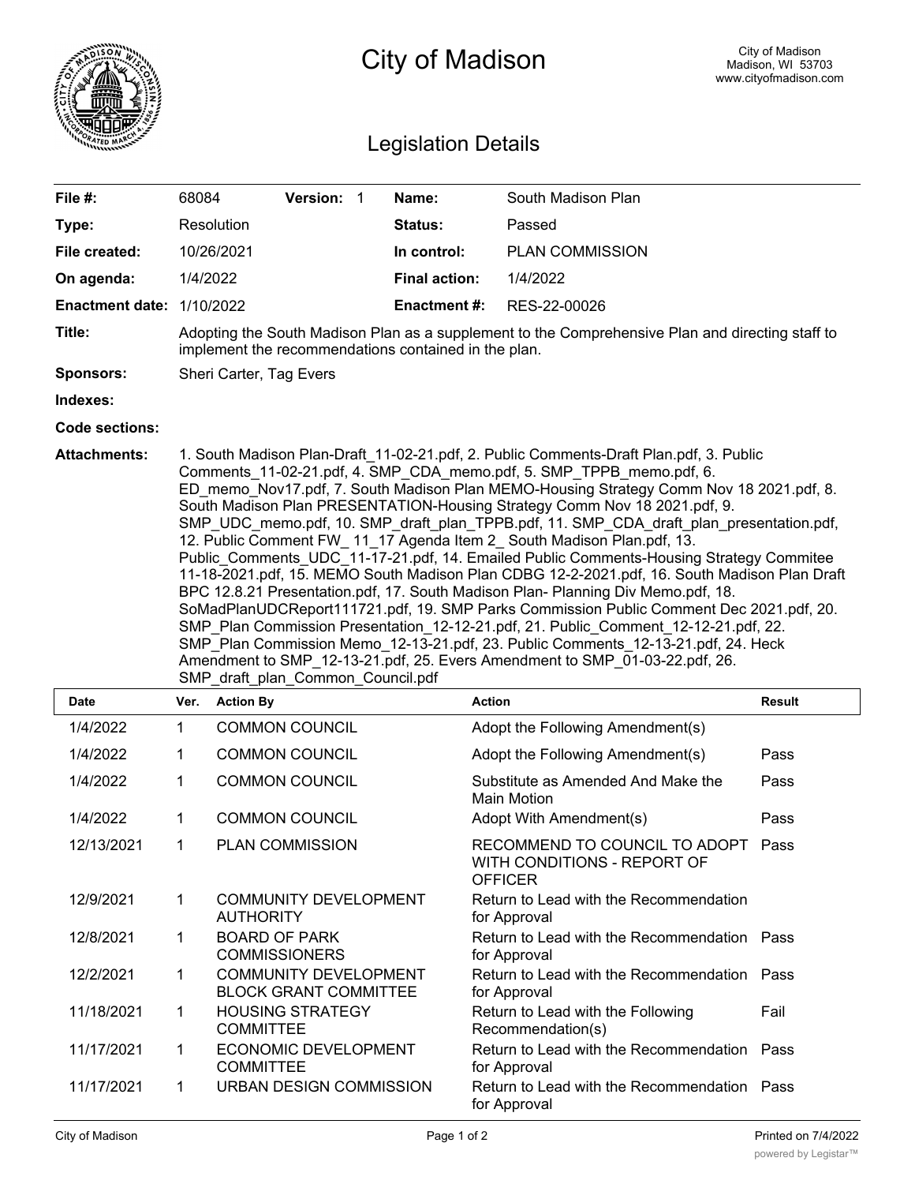# City of Madison

City of Madison
Madison, WI 53703
www.cityofmadison.com

## Legislation Details

| | | | | | |
|---|---|---|---|---|---|
| **File #:** | 68084 | **Version:** 1 | | **Name:** | South Madison Plan |
| **Type:** | Resolution | | | **Status:** | Passed |
| **File created:** | 10/26/2021 | | | **In control:** | PLAN COMMISSION |
| **On agenda:** | 1/4/2022 | | | **Final action:** | 1/4/2022 |
| **Enactment date:** | 1/10/2022 | | | **Enactment #:** | RES-22-00026 |

**Title:** Adopting the South Madison Plan as a supplement to the Comprehensive Plan and directing staff to implement the recommendations contained in the plan.

**Sponsors:** Sheri Carter, Tag Evers

**Indexes:**

**Code sections:**

**Attachments:** 1. South Madison Plan-Draft_11-02-21.pdf, 2. Public Comments-Draft Plan.pdf, 3. Public Comments_11-02-21.pdf, 4. SMP_CDA_memo.pdf, 5. SMP_TPPB_memo.pdf, 6. ED_memo_Nov17.pdf, 7. South Madison Plan MEMO-Housing Strategy Comm Nov 18 2021.pdf, 8. South Madison Plan PRESENTATION-Housing Strategy Comm Nov 18 2021.pdf, 9. SMP_UDC_memo.pdf, 10. SMP_draft_plan_TPPB.pdf, 11. SMP_CDA_draft_plan_presentation.pdf, 12. Public Comment FW_ 11_17 Agenda Item 2_ South Madison Plan.pdf, 13. Public_Comments_UDC_11-17-21.pdf, 14. Emailed Public Comments-Housing Strategy Commitee 11-18-2021.pdf, 15. MEMO South Madison Plan CDBG 12-2-2021.pdf, 16. South Madison Plan Draft BPC 12.8.21 Presentation.pdf, 17. South Madison Plan- Planning Div Memo.pdf, 18. SoMadPlanUDCReport111721.pdf, 19. SMP Parks Commission Public Comment Dec 2021.pdf, 20. SMP_Plan Commission Presentation_12-12-21.pdf, 21. Public_Comment_12-12-21.pdf, 22. SMP_Plan Commission Memo_12-13-21.pdf, 23. Public Comments_12-13-21.pdf, 24. Heck Amendment to SMP_12-13-21.pdf, 25. Evers Amendment to SMP_01-03-22.pdf, 26. SMP_draft_plan_Common_Council.pdf

| Date | Ver. | Action By | Action | Result |
|---|---|---|---|---|
| 1/4/2022 | 1 | COMMON COUNCIL | Adopt the Following Amendment(s) | |
| 1/4/2022 | 1 | COMMON COUNCIL | Adopt the Following Amendment(s) | Pass |
| 1/4/2022 | 1 | COMMON COUNCIL | Substitute as Amended And Make the Main Motion | Pass |
| 1/4/2022 | 1 | COMMON COUNCIL | Adopt With Amendment(s) | Pass |
| 12/13/2021 | 1 | PLAN COMMISSION | RECOMMEND TO COUNCIL TO ADOPT WITH CONDITIONS - REPORT OF OFFICER | Pass |
| 12/9/2021 | 1 | COMMUNITY DEVELOPMENT AUTHORITY | Return to Lead with the Recommendation for Approval | |
| 12/8/2021 | 1 | BOARD OF PARK COMMISSIONERS | Return to Lead with the Recommendation for Approval | Pass |
| 12/2/2021 | 1 | COMMUNITY DEVELOPMENT BLOCK GRANT COMMITTEE | Return to Lead with the Recommendation for Approval | Pass |
| 11/18/2021 | 1 | HOUSING STRATEGY COMMITTEE | Return to Lead with the Following Recommendation(s) | Fail |
| 11/17/2021 | 1 | ECONOMIC DEVELOPMENT COMMITTEE | Return to Lead with the Recommendation for Approval | Pass |
| 11/17/2021 | 1 | URBAN DESIGN COMMISSION | Return to Lead with the Recommendation for Approval | Pass |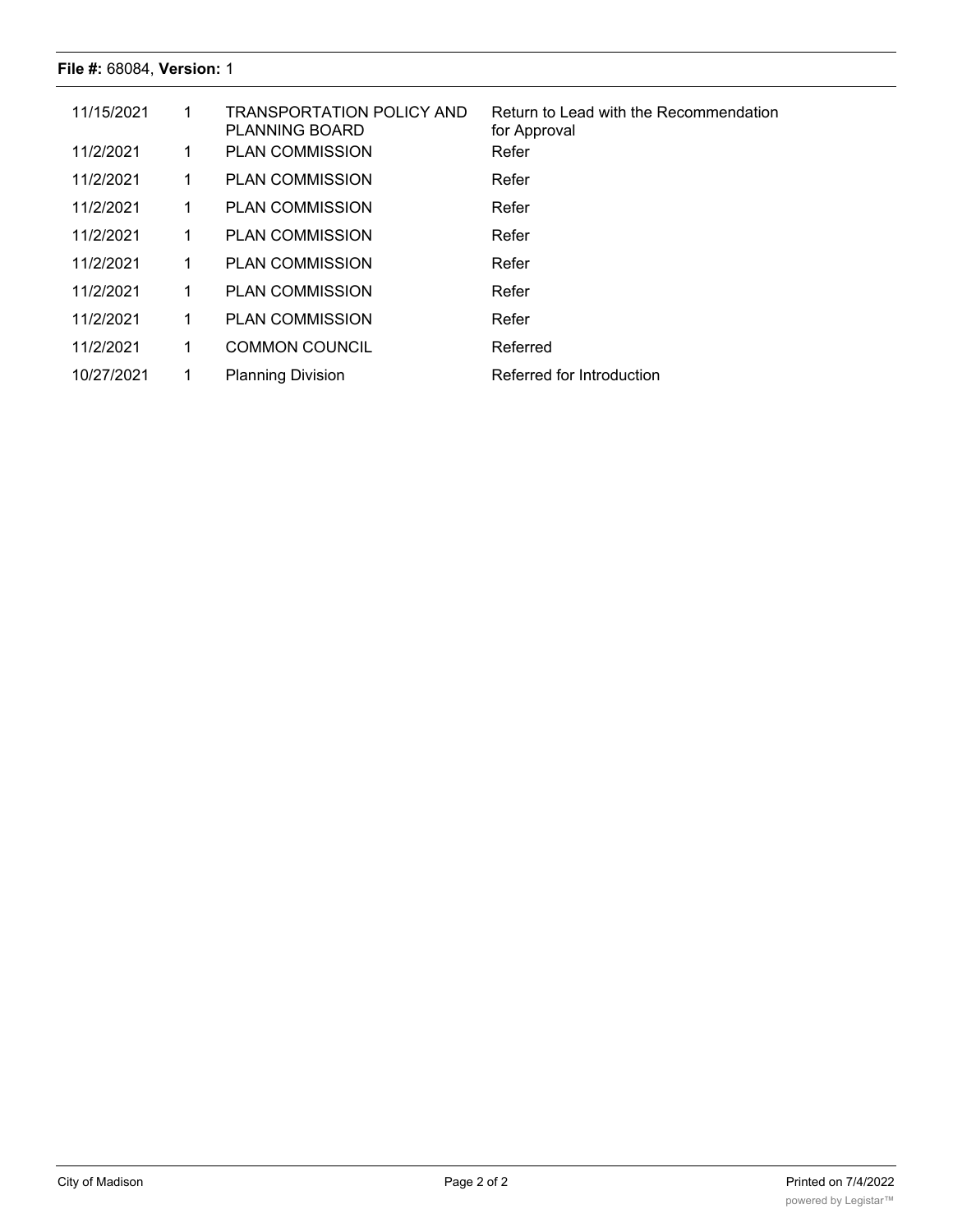**File #:** 68084, **Version:** 1

| | | | |
|---|---|---|---|
| 11/15/2021 | 1 | TRANSPORTATION POLICY AND PLANNING BOARD | Return to Lead with the Recommendation for Approval |
| 11/2/2021 | 1 | PLAN COMMISSION | Refer |
| 11/2/2021 | 1 | PLAN COMMISSION | Refer |
| 11/2/2021 | 1 | PLAN COMMISSION | Refer |
| 11/2/2021 | 1 | PLAN COMMISSION | Refer |
| 11/2/2021 | 1 | PLAN COMMISSION | Refer |
| 11/2/2021 | 1 | PLAN COMMISSION | Refer |
| 11/2/2021 | 1 | PLAN COMMISSION | Refer |
| 11/2/2021 | 1 | COMMON COUNCIL | Referred |
| 10/27/2021 | 1 | Planning Division | Referred for Introduction |